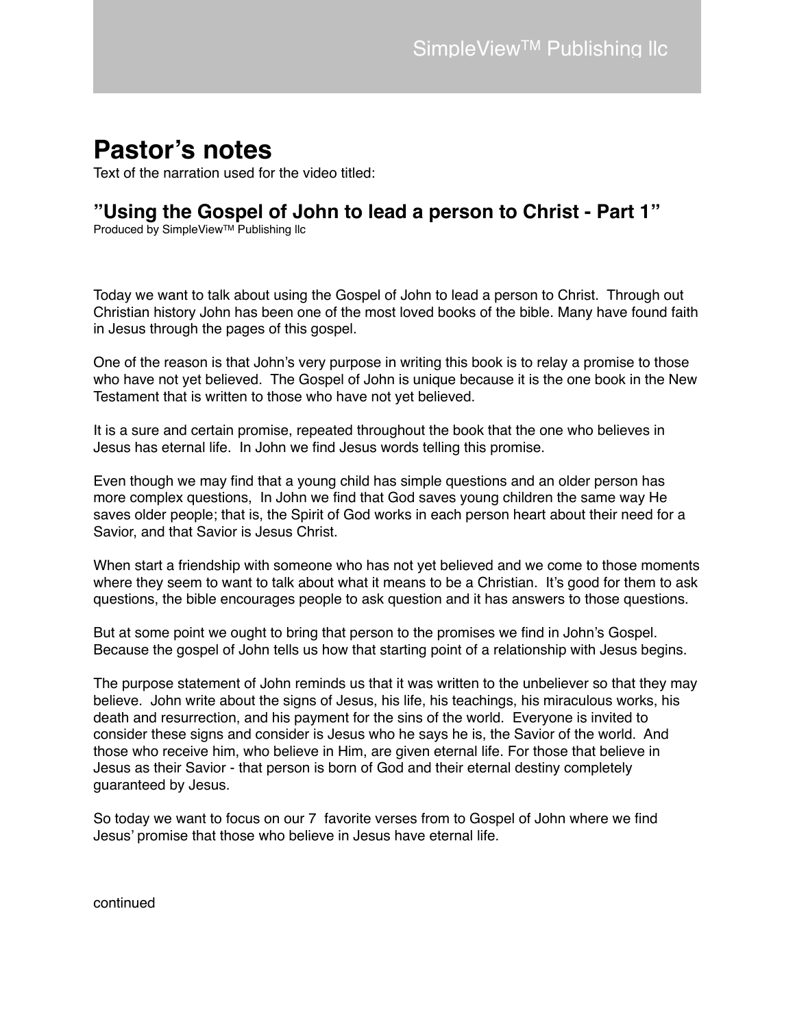# Pastor’s notes

Text of the narration used for the video titled:

## ”Using the Gospel of John to lead a person to Christ - Part 1”

Produced by SimpleView™ Publishing llc

Today we want to talk about using the Gospel of John to lead a person to Christ.  Through out Christian history John has been one of the most loved books of the bible. Many have found faith in Jesus through the pages of this gospel.

One of the reason is that John’s very purpose in writing this book is to relay a promise to those who have not yet believed.  The Gospel of John is unique because it is the one book in the New Testament that is written to those who have not yet believed.

It is a sure and certain promise, repeated throughout the book that the one who believes in Jesus has eternal life.  In John we find Jesus words telling this promise.

Even though we may find that a young child has simple questions and an older person has more complex questions,  In John we find that God saves young children the same way He saves older people; that is, the Spirit of God works in each person heart about their need for a Savior, and that Savior is Jesus Christ.

When start a friendship with someone who has not yet believed and we come to those moments where they seem to want to talk about what it means to be a Christian.  It’s good for them to ask questions, the bible encourages people to ask question and it has answers to those questions.

But at some point we ought to bring that person to the promises we find in John’s Gospel.  Because the gospel of John tells us how that starting point of a relationship with Jesus begins.

The purpose statement of John reminds us that it was written to the unbeliever so that they may believe.  John write about the signs of Jesus, his life, his teachings, his miraculous works, his death and resurrection, and his payment for the sins of the world.  Everyone is invited to consider these signs and consider is Jesus who he says he is, the Savior of the world.  And those who receive him, who believe in Him, are given eternal life. For those that believe in Jesus as their Savior - that person is born of God and their eternal destiny completely guaranteed by Jesus.

So today we want to focus on our 7  favorite verses from to Gospel of John where we find Jesus’ promise that those who believe in Jesus have eternal life.

continued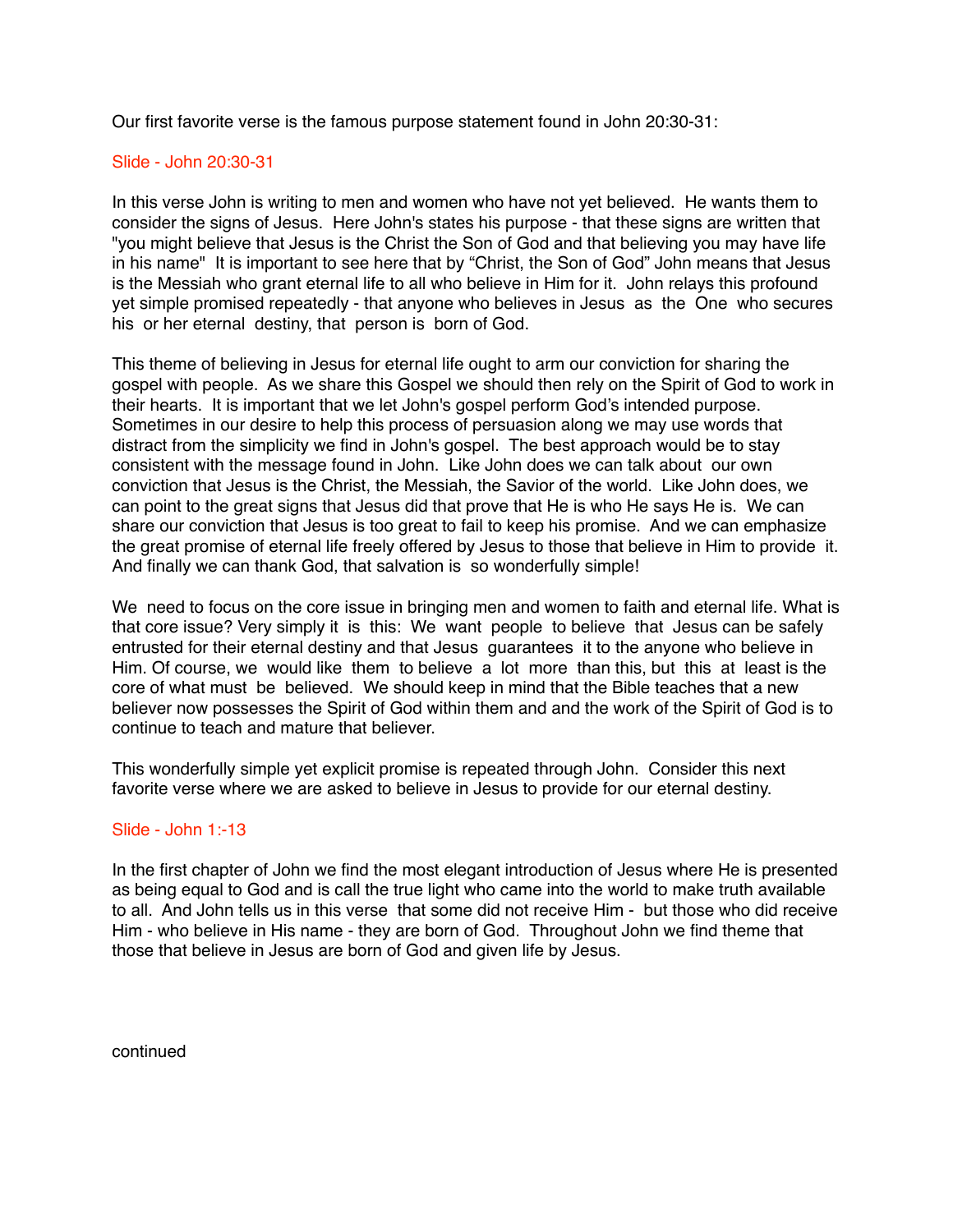Our first favorite verse is the famous purpose statement found in John 20:30-31:

Slide - John 20:30-31

In this verse John is writing to men and women who have not yet believed. He wants them to consider the signs of Jesus. Here John's states his purpose - that these signs are written that "you might believe that Jesus is the Christ the Son of God and that believing you may have life in his name" It is important to see here that by “Christ, the Son of God” John means that Jesus is the Messiah who grant eternal life to all who believe in Him for it. John relays this profound yet simple promised repeatedly - that anyone who believes in Jesus as the One who secures his or her eternal destiny, that person is born of God.

This theme of believing in Jesus for eternal life ought to arm our conviction for sharing the gospel with people. As we share this Gospel we should then rely on the Spirit of God to work in their hearts. It is important that we let John's gospel perform God’s intended purpose. Sometimes in our desire to help this process of persuasion along we may use words that distract from the simplicity we find in John's gospel. The best approach would be to stay consistent with the message found in John. Like John does we can talk about our own conviction that Jesus is the Christ, the Messiah, the Savior of the world. Like John does, we can point to the great signs that Jesus did that prove that He is who He says He is. We can share our conviction that Jesus is too great to fail to keep his promise. And we can emphasize the great promise of eternal life freely offered by Jesus to those that believe in Him to provide it. And finally we can thank God, that salvation is so wonderfully simple!

We need to focus on the core issue in bringing men and women to faith and eternal life. What is that core issue? Very simply it is this: We want people to believe that Jesus can be safely entrusted for their eternal destiny and that Jesus guarantees it to the anyone who believe in Him. Of course, we would like them to believe a lot more than this, but this at least is the core of what must be believed. We should keep in mind that the Bible teaches that a new believer now possesses the Spirit of God within them and and the work of the Spirit of God is to continue to teach and mature that believer.

This wonderfully simple yet explicit promise is repeated through John. Consider this next favorite verse where we are asked to believe in Jesus to provide for our eternal destiny.

Slide - John 1:-13

In the first chapter of John we find the most elegant introduction of Jesus where He is presented as being equal to God and is call the true light who came into the world to make truth available to all. And John tells us in this verse that some did not receive Him - but those who did receive Him - who believe in His name - they are born of God. Throughout John we find theme that those that believe in Jesus are born of God and given life by Jesus.

continued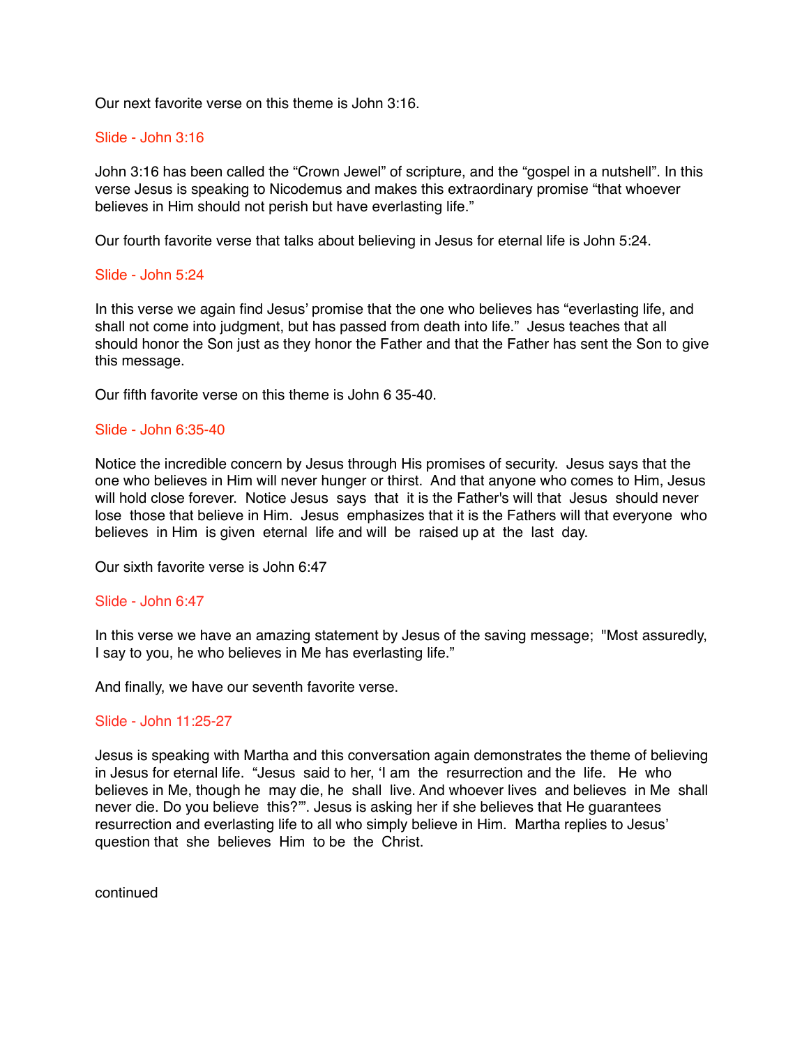Our next favorite verse on this theme is John 3:16.

Slide - John 3:16

John 3:16 has been called the “Crown Jewel” of scripture, and the “gospel in a nutshell”. In this verse Jesus is speaking to Nicodemus and makes this extraordinary promise “that whoever believes in Him should not perish but have everlasting life.”

Our fourth favorite verse that talks about believing in Jesus for eternal life is John 5:24.

Slide - John 5:24

In this verse we again find Jesus' promise that the one who believes has “everlasting life, and shall not come into judgment, but has passed from death into life.” Jesus teaches that all should honor the Son just as they honor the Father and that the Father has sent the Son to give this message.

Our fifth favorite verse on this theme is John 6 35-40.

Slide - John 6:35-40

Notice the incredible concern by Jesus through His promises of security. Jesus says that the one who believes in Him will never hunger or thirst. And that anyone who comes to Him, Jesus will hold close forever. Notice Jesus says that it is the Father's will that Jesus should never lose those that believe in Him. Jesus emphasizes that it is the Fathers will that everyone who believes in Him is given eternal life and will be raised up at the last day.

Our sixth favorite verse is John 6:47

Slide - John 6:47

In this verse we have an amazing statement by Jesus of the saving message; "Most assuredly, I say to you, he who believes in Me has everlasting life.”

And finally, we have our seventh favorite verse.

Slide - John 11:25-27

Jesus is speaking with Martha and this conversation again demonstrates the theme of believing in Jesus for eternal life. “Jesus said to her, ‘I am the resurrection and the life. He who believes in Me, though he may die, he shall live. And whoever lives and believes in Me shall never die. Do you believe this?’”. Jesus is asking her if she believes that He guarantees resurrection and everlasting life to all who simply believe in Him. Martha replies to Jesus' question that she believes Him to be the Christ.

continued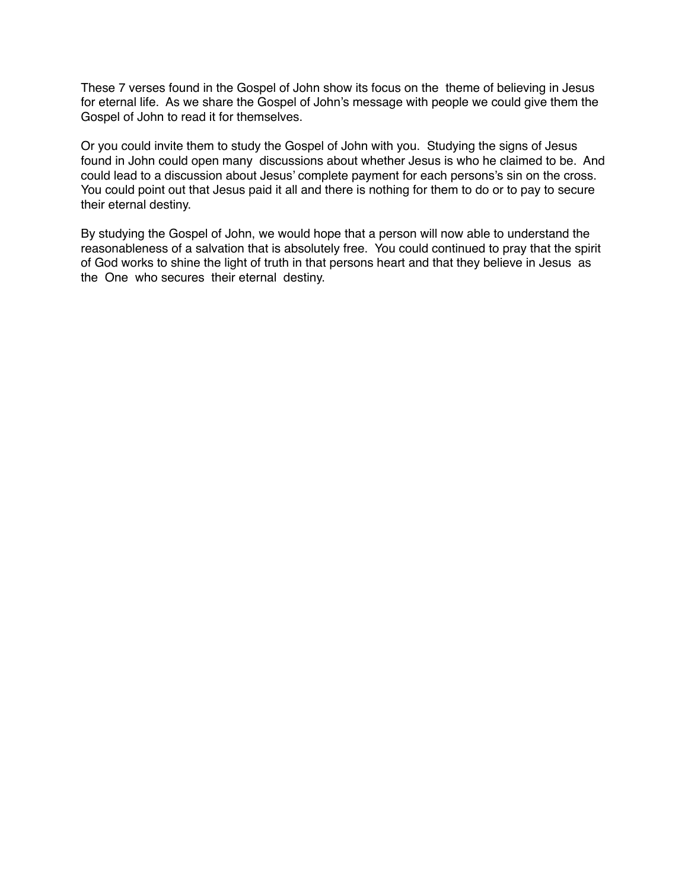These 7 verses found in the Gospel of John show its focus on the theme of believing in Jesus for eternal life. As we share the Gospel of John's message with people we could give them the Gospel of John to read it for themselves.

Or you could invite them to study the Gospel of John with you. Studying the signs of Jesus found in John could open many discussions about whether Jesus is who he claimed to be. And could lead to a discussion about Jesus' complete payment for each persons's sin on the cross. You could point out that Jesus paid it all and there is nothing for them to do or to pay to secure their eternal destiny.

By studying the Gospel of John, we would hope that a person will now able to understand the reasonableness of a salvation that is absolutely free. You could continued to pray that the spirit of God works to shine the light of truth in that persons heart and that they believe in Jesus as the One who secures their eternal destiny.